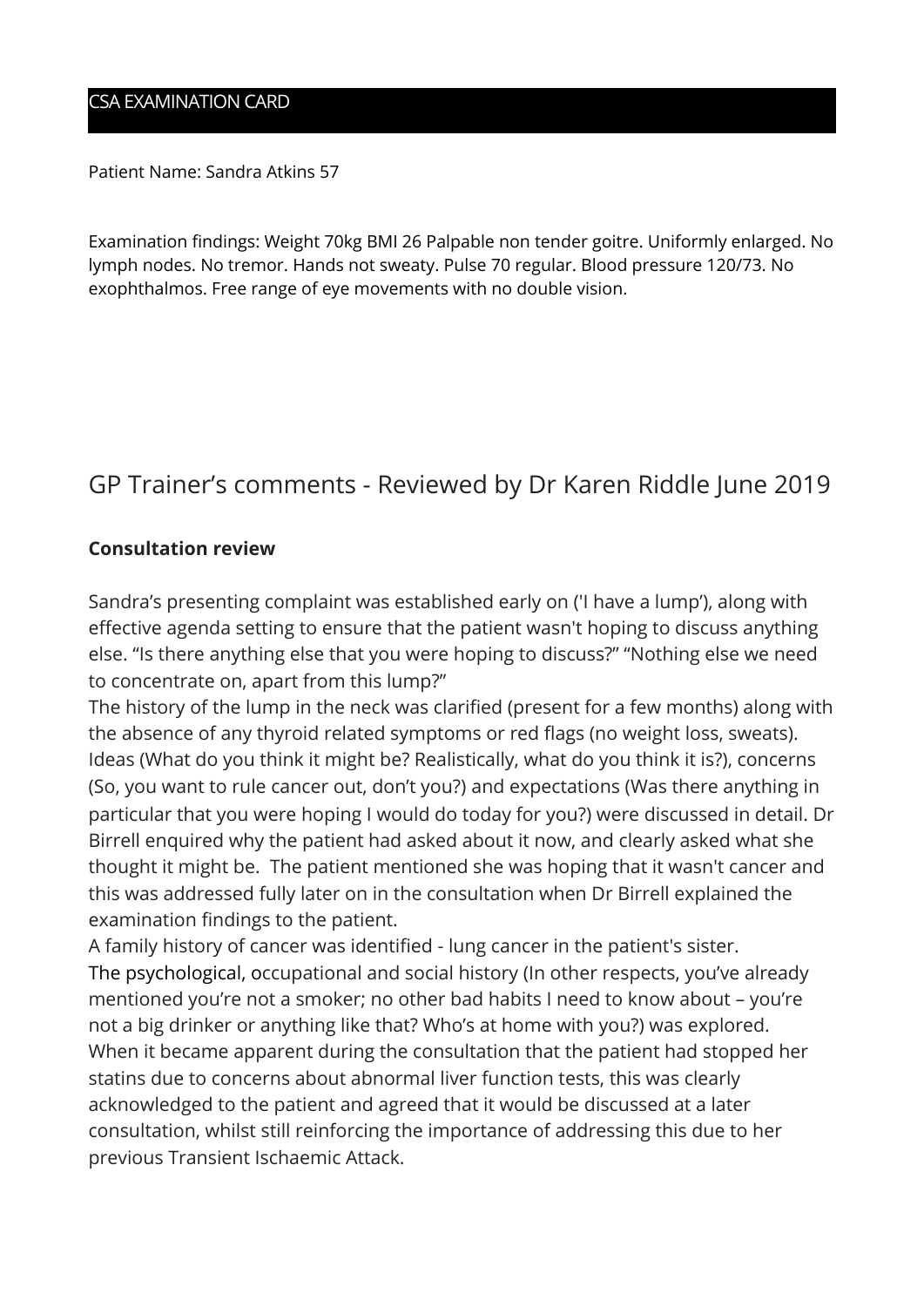# CSA EXAMINATION CARD

Patient Name: Sandra Atkins 57

Examination findings: Weight 70kg BMI 26 Palpable non tender goitre. Uniformly enlarged. No lymph nodes. No tremor. Hands not sweaty. Pulse 70 regular. Blood pressure 120/73. No exophthalmos. Free range of eye movements with no double vision.

## GP Trainer's comments - Reviewed by Dr Karen Riddle June 2019

**Consultation review**

Sandra's presenting complaint was established early on ('I have a lump'), along with effective agenda setting to ensure that the patient wasn't hoping to discuss anything else. "Is there anything else that you were hoping to discuss?" "Nothing else we need to concentrate on, apart from this lump?"
The history of the lump in the neck was clarified (present for a few months) along with the absence of any thyroid related symptoms or red flags (no weight loss, sweats). Ideas (What do you think it might be? Realistically, what do you think it is?), concerns (So, you want to rule cancer out, don't you?) and expectations (Was there anything in particular that you were hoping I would do today for you?) were discussed in detail. Dr Birrell enquired why the patient had asked about it now, and clearly asked what she thought it might be. The patient mentioned she was hoping that it wasn't cancer and this was addressed fully later on in the consultation when Dr Birrell explained the examination findings to the patient.
A family history of cancer was identified - lung cancer in the patient's sister.
The psychological, occupational and social history (In other respects, you've already mentioned you're not a smoker; no other bad habits I need to know about – you're not a big drinker or anything like that? Who's at home with you?) was explored.
When it became apparent during the consultation that the patient had stopped her statins due to concerns about abnormal liver function tests, this was clearly acknowledged to the patient and agreed that it would be discussed at a later consultation, whilst still reinforcing the importance of addressing this due to her previous Transient Ischaemic Attack.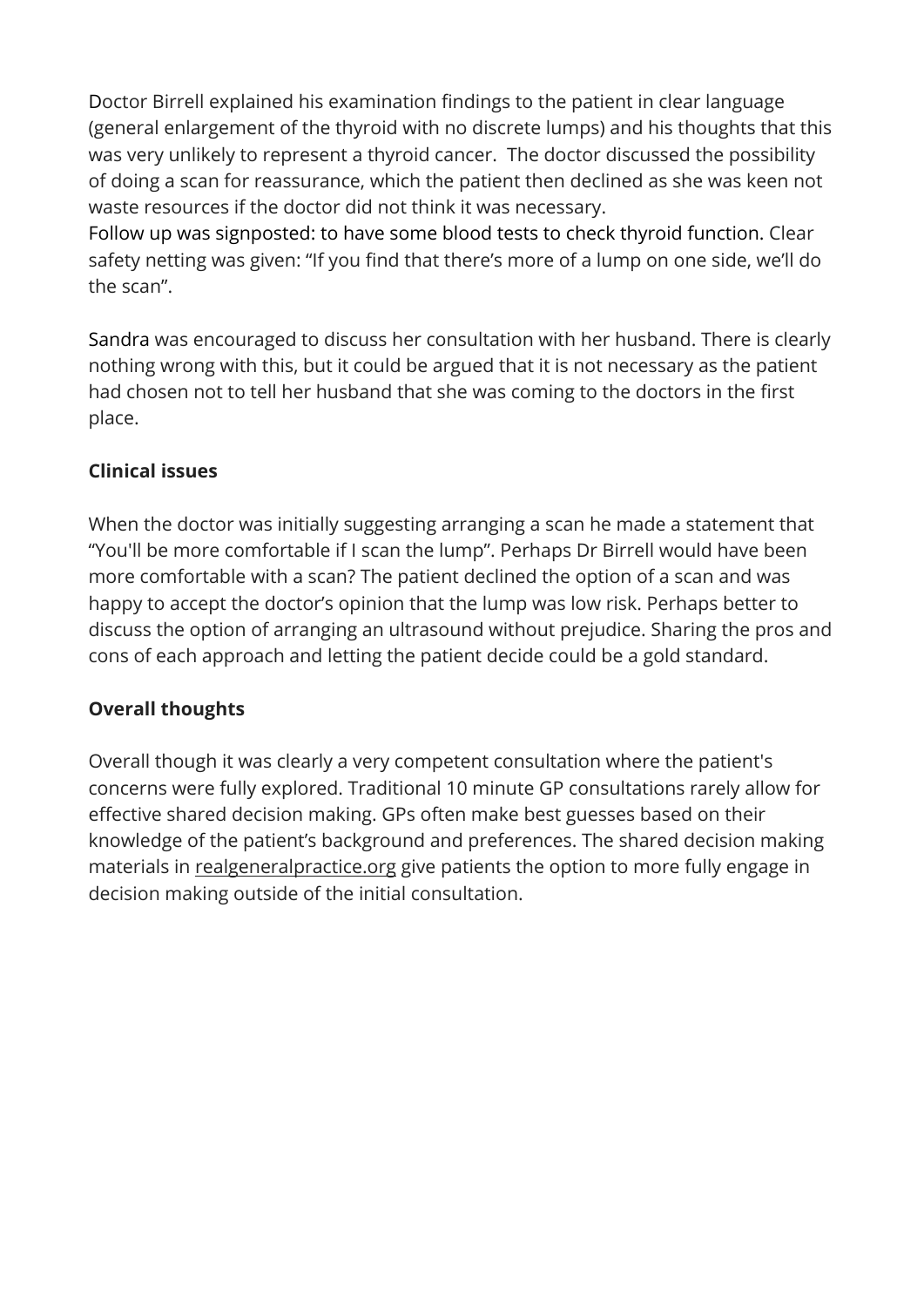Doctor Birrell explained his examination findings to the patient in clear language (general enlargement of the thyroid with no discrete lumps) and his thoughts that this was very unlikely to represent a thyroid cancer.  The doctor discussed the possibility of doing a scan for reassurance, which the patient then declined as she was keen not waste resources if the doctor did not think it was necessary.
Follow up was signposted: to have some blood tests to check thyroid function. Clear safety netting was given: "If you find that there's more of a lump on one side, we'll do the scan".

Sandra was encouraged to discuss her consultation with her husband. There is clearly nothing wrong with this, but it could be argued that it is not necessary as the patient had chosen not to tell her husband that she was coming to the doctors in the first place.

**Clinical issues**

When the doctor was initially suggesting arranging a scan he made a statement that "You'll be more comfortable if I scan the lump". Perhaps Dr Birrell would have been more comfortable with a scan? The patient declined the option of a scan and was happy to accept the doctor's opinion that the lump was low risk. Perhaps better to discuss the option of arranging an ultrasound without prejudice. Sharing the pros and cons of each approach and letting the patient decide could be a gold standard.

**Overall thoughts**

Overall though it was clearly a very competent consultation where the patient's concerns were fully explored. Traditional 10 minute GP consultations rarely allow for effective shared decision making. GPs often make best guesses based on their knowledge of the patient's background and preferences. The shared decision making materials in realgeneralpractice.org give patients the option to more fully engage in decision making outside of the initial consultation.